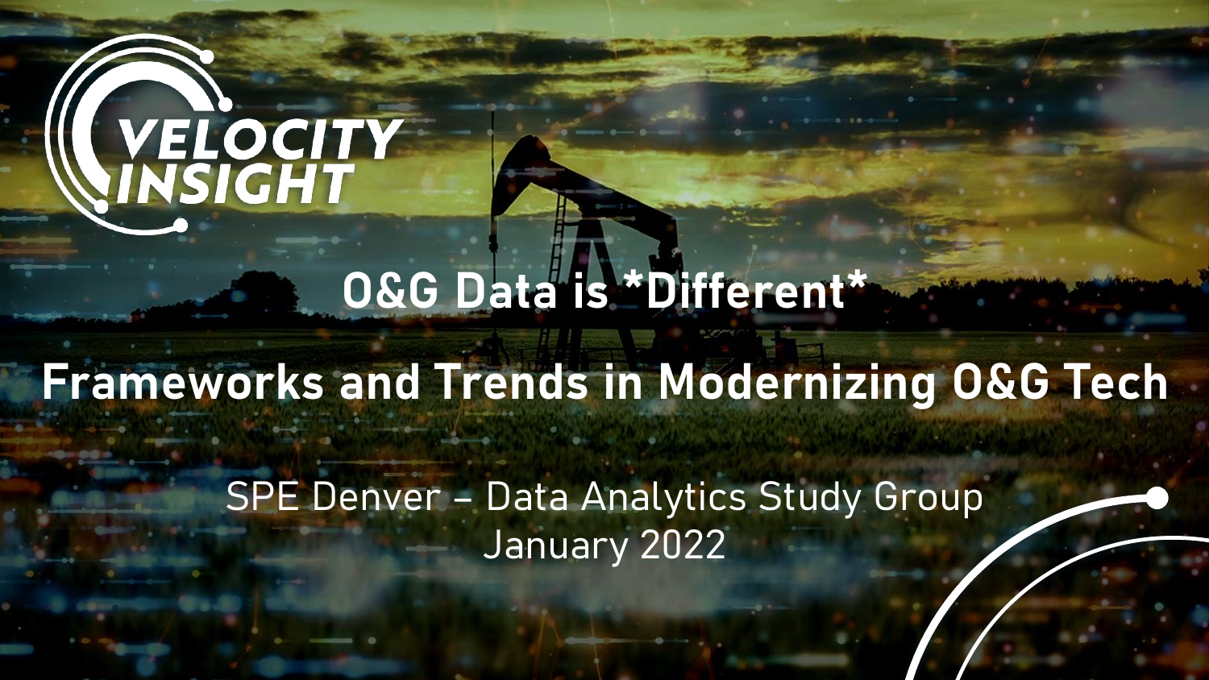VELOCITY INSIGHT

# O&G Data is *Different*

# Frameworks and Trends in Modernizing O&G Tech

SPE Denver – Data Analytics Study Group

January 2022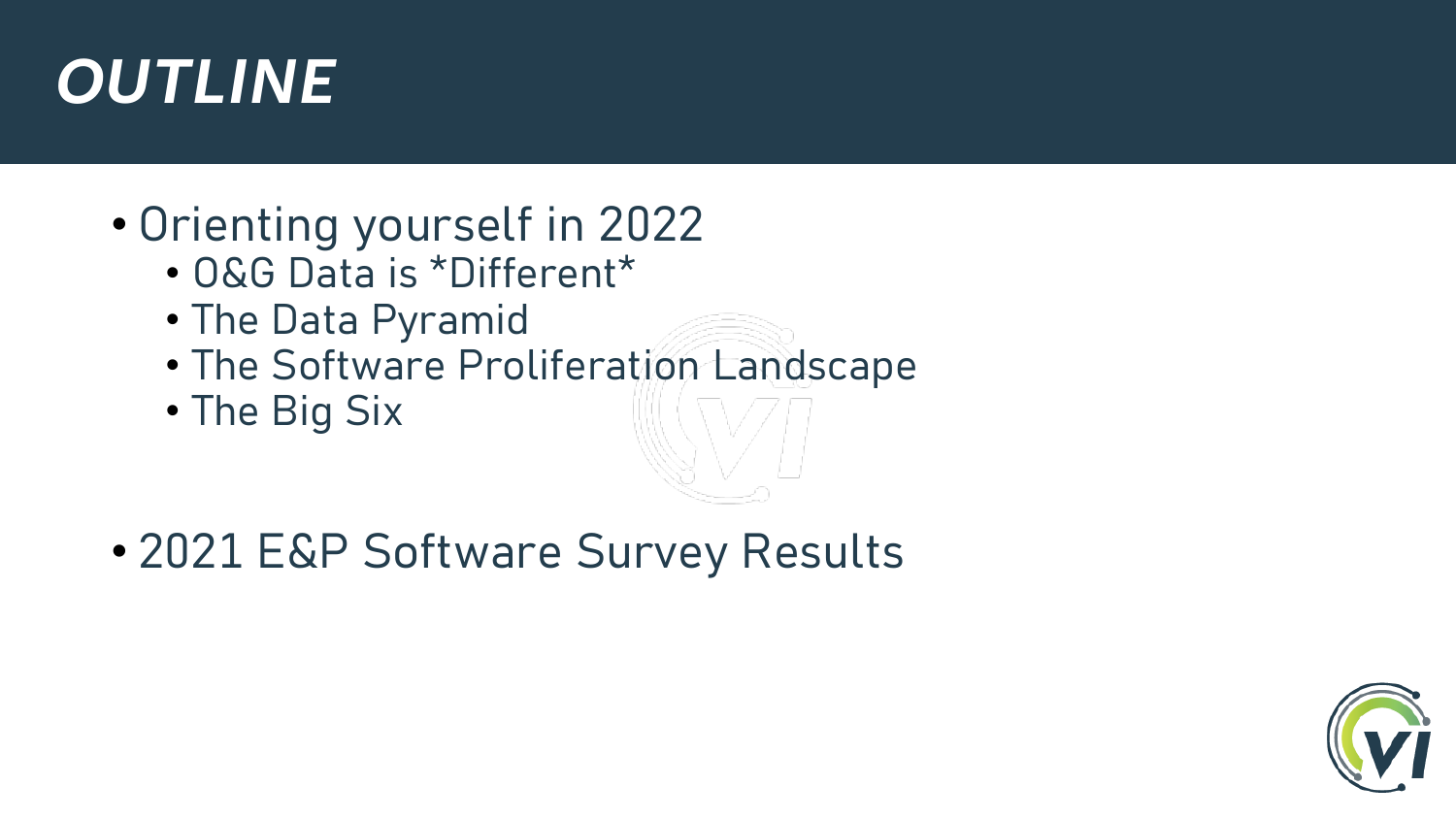# OUTLINE

- Orienting yourself in 2022
  - O&G Data is *Different*
  - The Data Pyramid
  - The Software Proliferation Landscape
  - The Big Six

- 2021 E&P Software Survey Results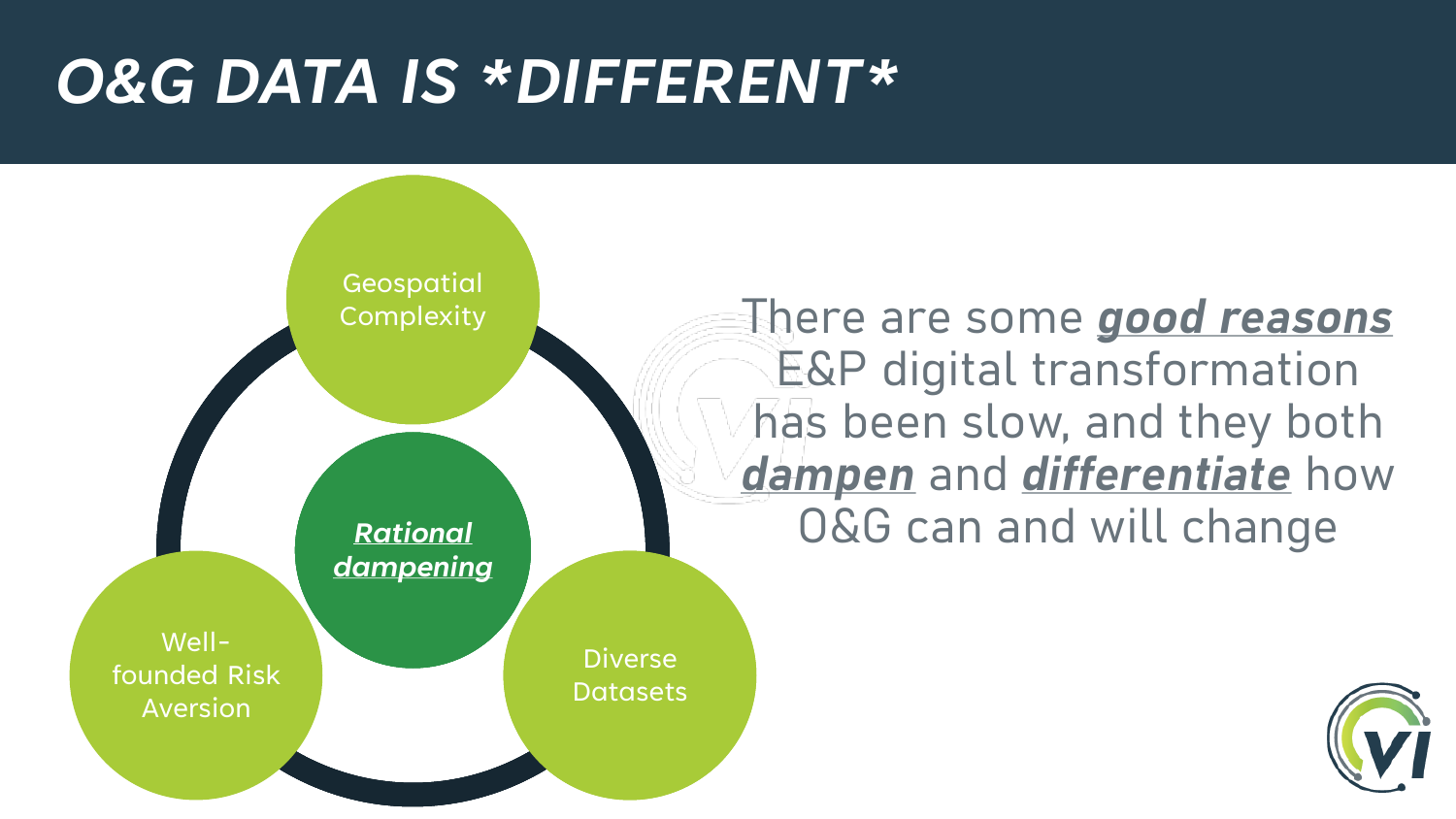# O&G DATA IS *DIFFERENT*

- Geospatial Complexity
- Diverse Datasets
- Well-founded Risk Aversion

***Rational dampening***

There are some ***good reasons*** E&P digital transformation has been slow, and they both ***dampen*** and ***differentiate*** how O&G can and will change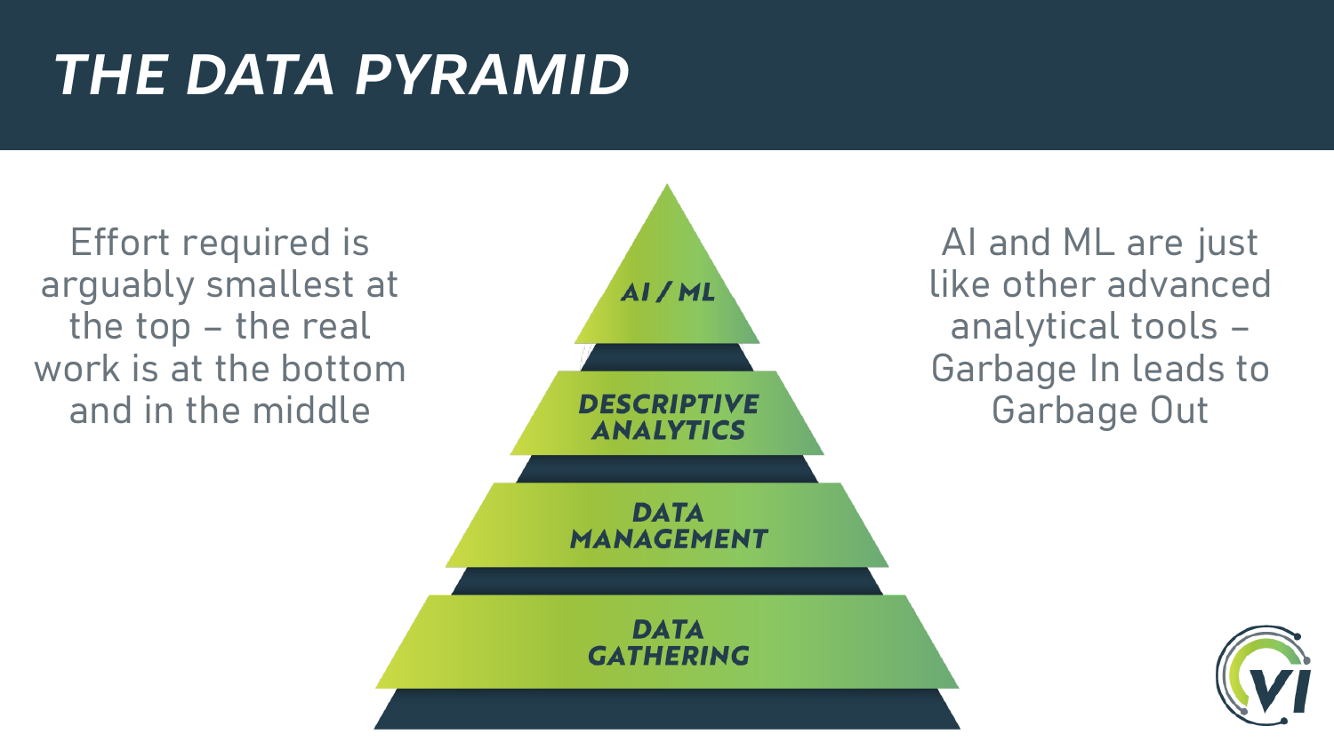# THE DATA PYRAMID

Effort required is arguably smallest at the top – the real work is at the bottom and in the middle

AI / ML

DESCRIPTIVE ANALYTICS

DATA MANAGEMENT

DATA GATHERING

AI and ML are just like other advanced analytical tools – Garbage In leads to Garbage Out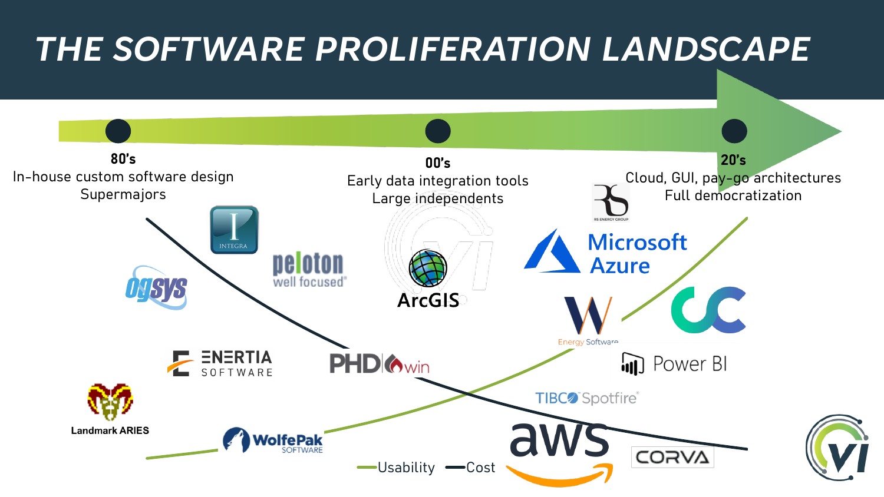# THE SOFTWARE PROLIFERATION LANDSCAPE

**80's**
In-house custom software design
Supermajors

**00's**
Early data integration tools
Large independents

**20's**
Cloud, GUI, pay-go architectures
Full democratization

Integra, ogsys, peloton well focused, ArcGIS, ENERTIA SOFTWARE, PHDwin, Landmark ARIES, WolfePak SOFTWARE, RS Energy Group, Microsoft Azure, W Energy Software, Power BI, TIBCO Spotfire, aws, CORVA

Usability — Cost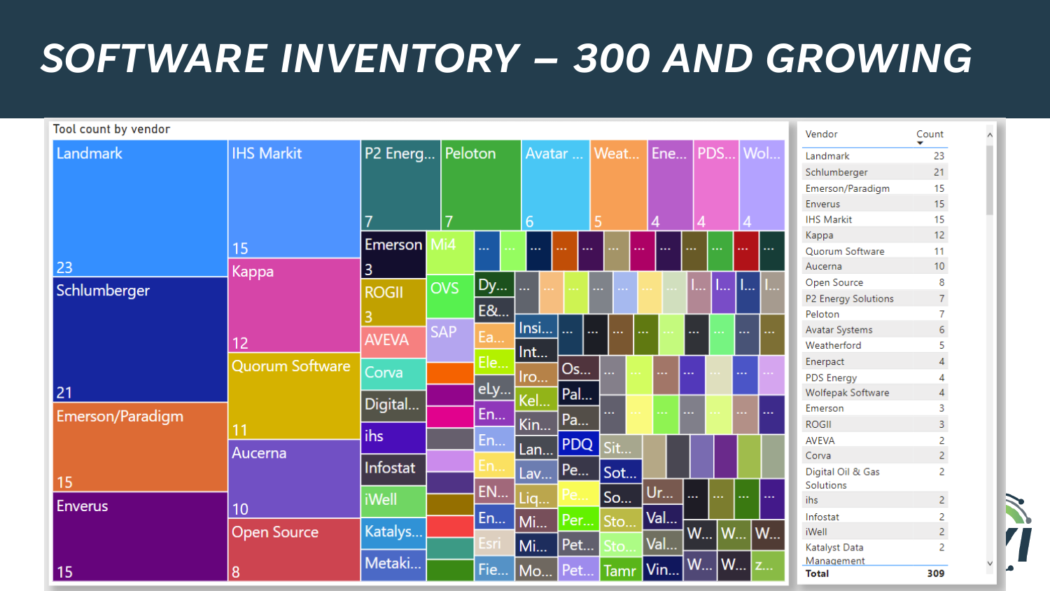# SOFTWARE INVENTORY – 300 AND GROWING

Tool count by vendor

| Vendor | Count |
|---|---|
| Landmark | 23 |
| Schlumberger | 21 |
| Emerson/Paradigm | 15 |
| Enverus | 15 |
| IHS Markit | 15 |
| Kappa | 12 |
| Quorum Software | 11 |
| Aucerna | 10 |
| Open Source | 8 |
| P2 Energy Solutions | 7 |
| Peloton | 7 |
| Avatar Systems | 6 |
| Weatherford | 5 |
| Enerpact | 4 |
| PDS Energy | 4 |
| Wolfepak Software | 4 |
| Emerson | 3 |
| ROGII | 3 |
| AVEVA | 2 |
| Corva | 2 |
| Digital Oil & Gas Solutions | 2 |
| ihs | 2 |
| Infostat | 2 |
| iWell | 2 |
| Katalyst Data Management | 2 |
| **Total** | **309** |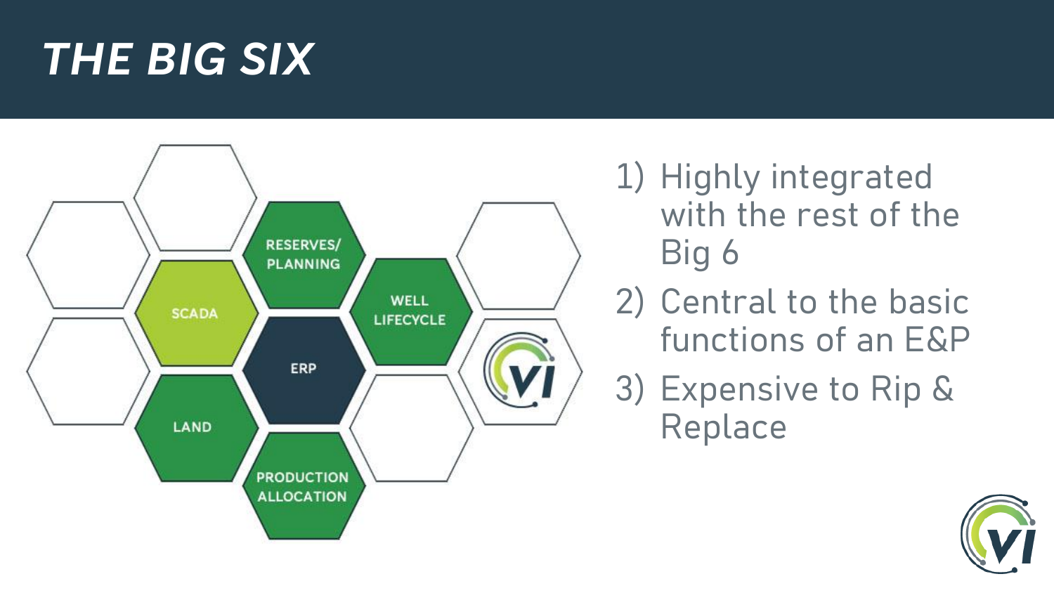# THE BIG SIX

RESERVES/ PLANNING

SCADA

WELL LIFECYCLE

ERP

LAND

PRODUCTION ALLOCATION

1) Highly integrated with the rest of the Big 6
2) Central to the basic functions of an E&P
3) Expensive to Rip & Replace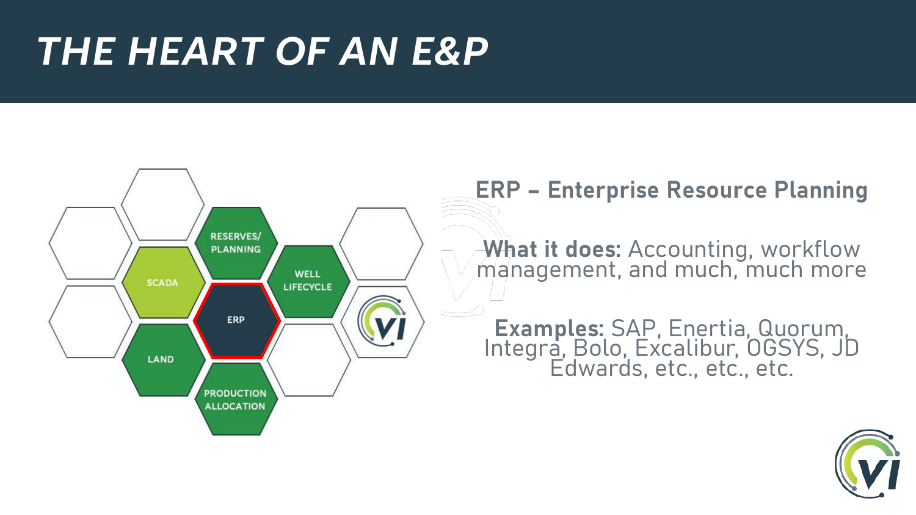# THE HEART OF AN E&P

RESERVES/ PLANNING

SCADA

WELL LIFECYCLE

ERP

LAND

PRODUCTION ALLOCATION

**ERP – Enterprise Resource Planning**

**What it does:** Accounting, workflow management, and much, much more

**Examples:** SAP, Enertia, Quorum, Integra, Bolo, Excalibur, OGSYS, JD Edwards, etc., etc., etc.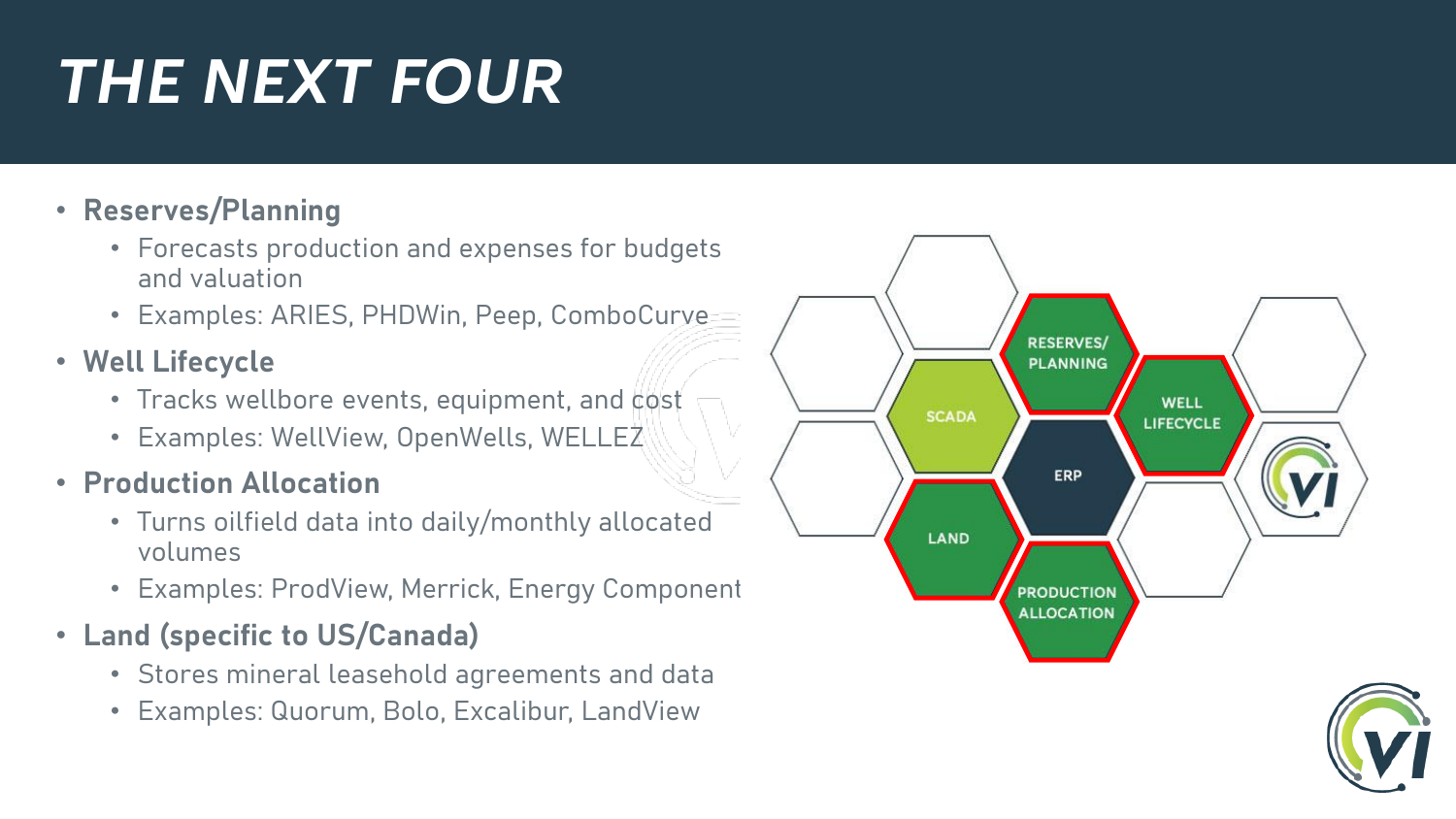# THE NEXT FOUR

- **Reserves/Planning**
  - Forecasts production and expenses for budgets and valuation
  - Examples: ARIES, PHDWin, Peep, ComboCurve
- **Well Lifecycle**
  - Tracks wellbore events, equipment, and cost
  - Examples: WellView, OpenWells, WELLEZ
- **Production Allocation**
  - Turns oilfield data into daily/monthly allocated volumes
  - Examples: ProdView, Merrick, Energy Component
- **Land (specific to US/Canada)**
  - Stores mineral leasehold agreements and data
  - Examples: Quorum, Bolo, Excalibur, LandView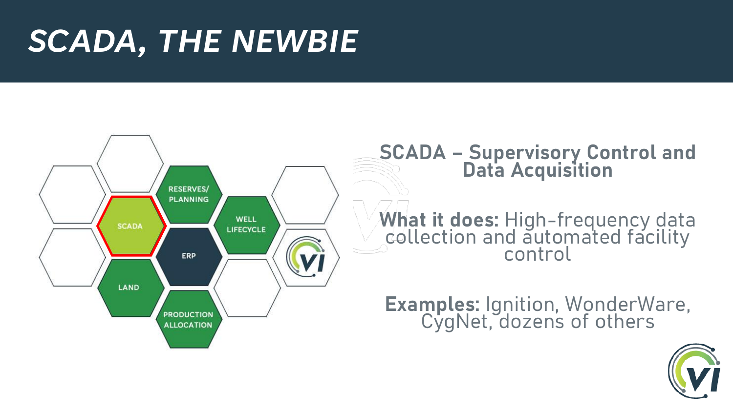# SCADA, THE NEWBIE

RESERVES/ PLANNING

SCADA

WELL LIFECYCLE

ERP

LAND

PRODUCTION ALLOCATION

**SCADA – Supervisory Control and Data Acquisition**

**What it does:** High-frequency data collection and automated facility control

**Examples:** Ignition, WonderWare, CygNet, dozens of others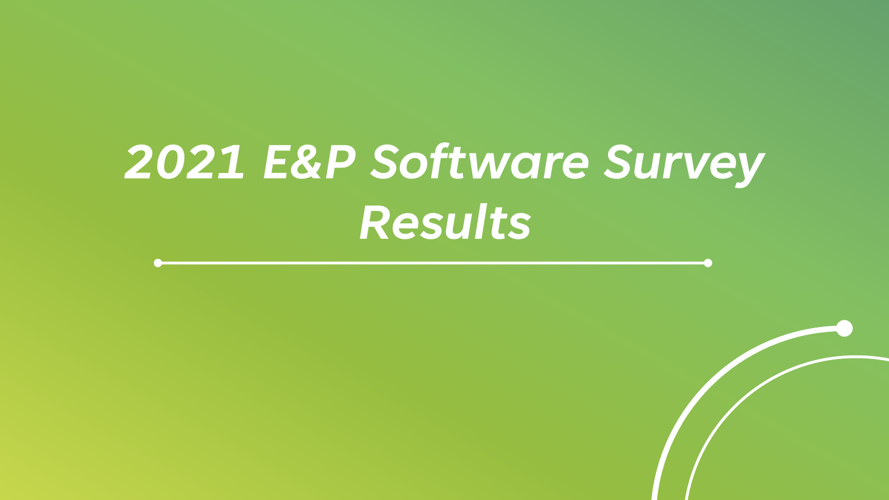# *2021 E&P Software Survey Results*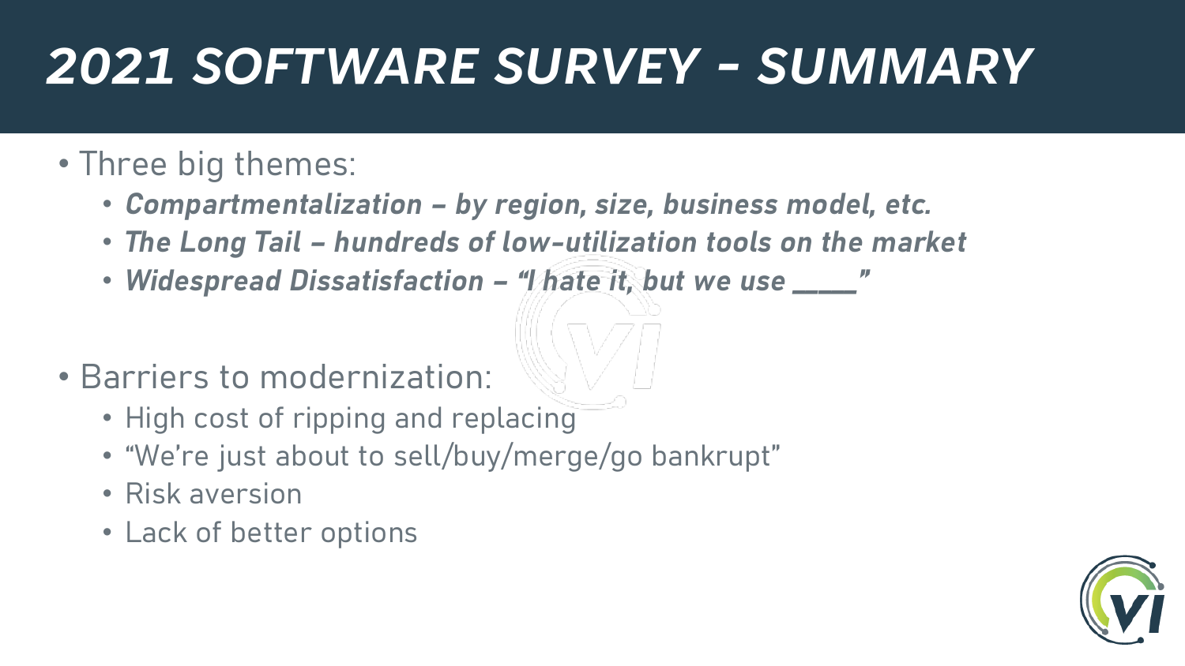# 2021 SOFTWARE SURVEY - SUMMARY

- Three big themes:
  - ***Compartmentalization – by region, size, business model, etc.***
  - ***The Long Tail – hundreds of low-utilization tools on the market***
  - ***Widespread Dissatisfaction – "I hate it, but we use ____"***

- Barriers to modernization:
  - High cost of ripping and replacing
  - "We're just about to sell/buy/merge/go bankrupt"
  - Risk aversion
  - Lack of better options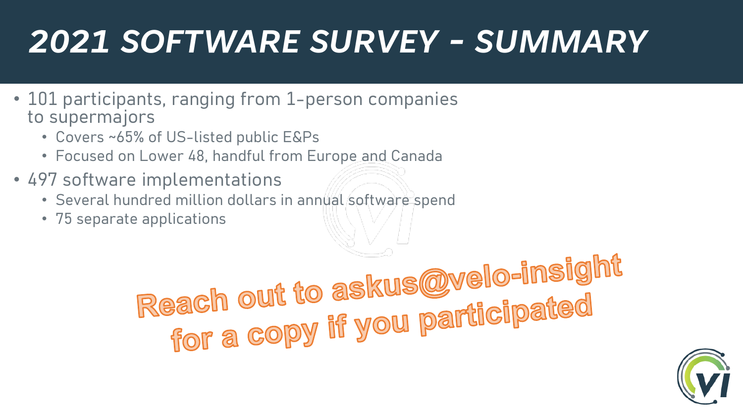# 2021 SOFTWARE SURVEY - SUMMARY

- 101 participants, ranging from 1-person companies to supermajors
  - Covers ~65% of US-listed public E&Ps
  - Focused on Lower 48, handful from Europe and Canada
- 497 software implementations
  - Several hundred million dollars in annual software spend
  - 75 separate applications

**Reach out to askus@velo-insight for a copy if you participated**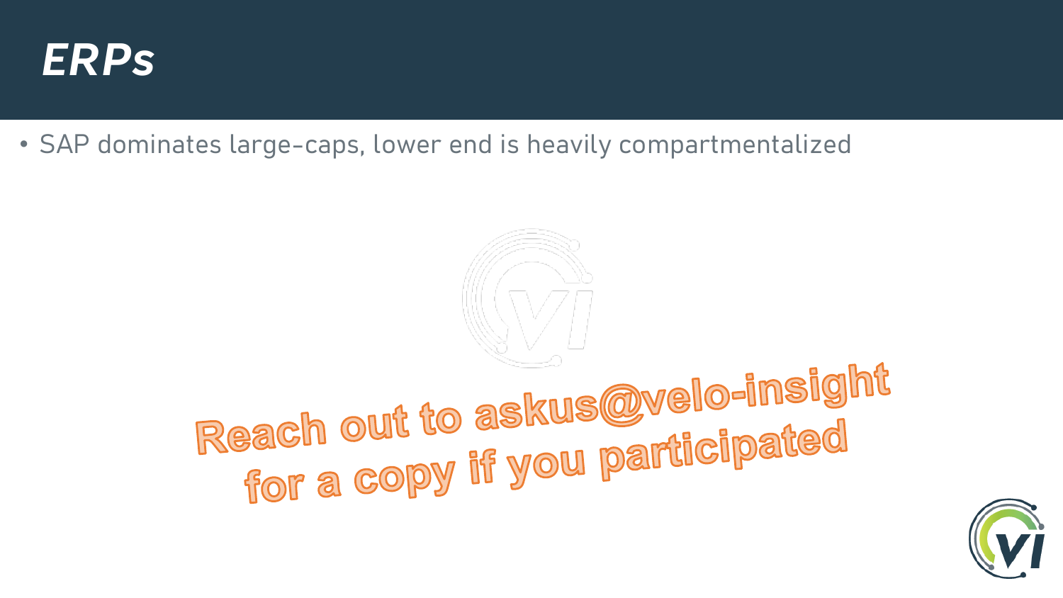# *ERPs*

- SAP dominates large-caps, lower end is heavily compartmentalized

Reach out to askus@velo-insight for a copy if you participated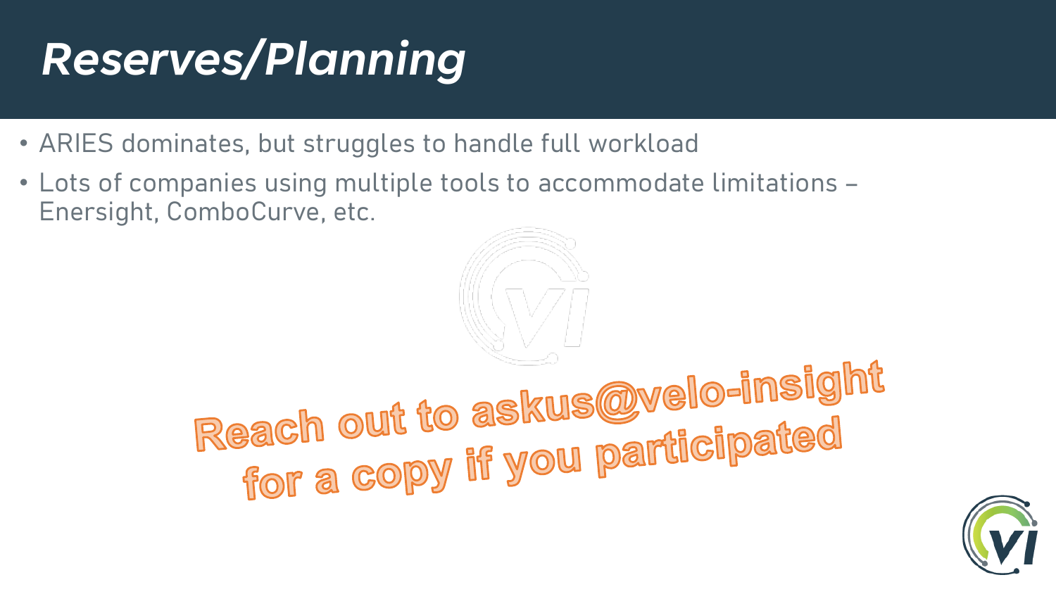# Reserves/Planning

- ARIES dominates, but struggles to handle full workload
- Lots of companies using multiple tools to accommodate limitations – Enersight, ComboCurve, etc.

Reach out to askus@velo-insight for a copy if you participated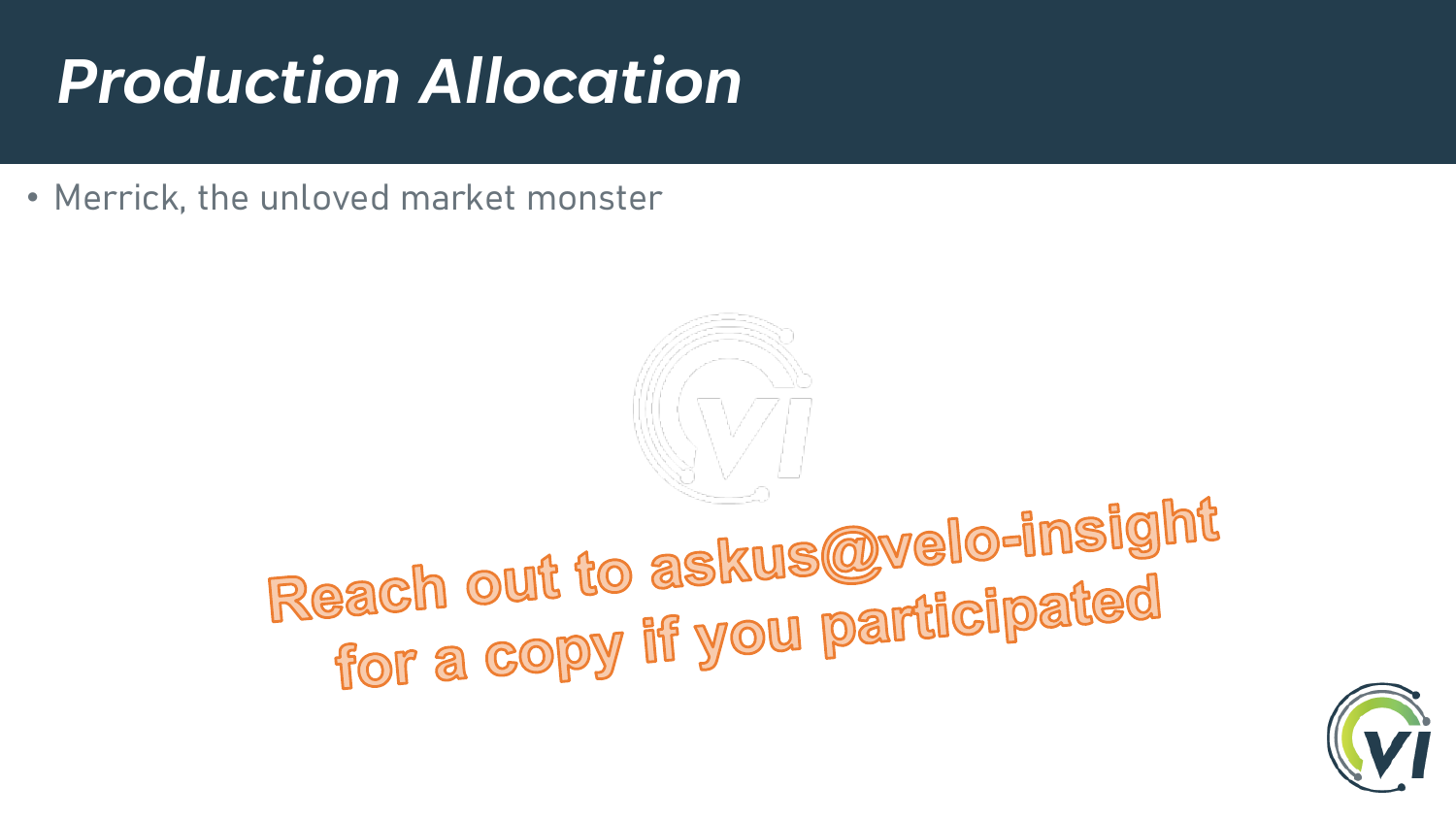# Production Allocation

- Merrick, the unloved market monster

Reach out to askus@velo-insight for a copy if you participated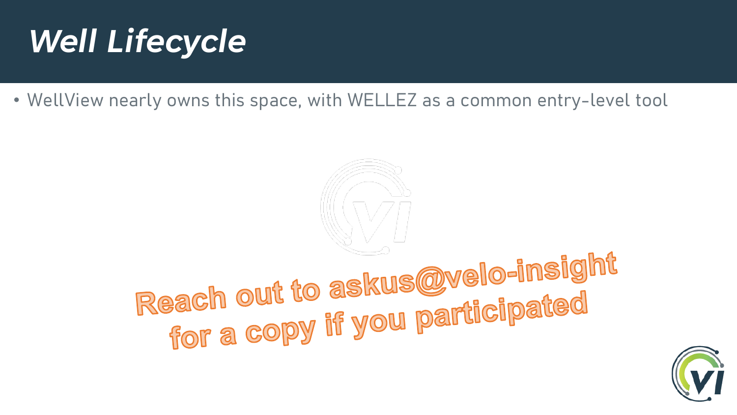# *Well Lifecycle*

- WellView nearly owns this space, with WELLEZ as a common entry-level tool

Reach out to askus@velo-insight for a copy if you participated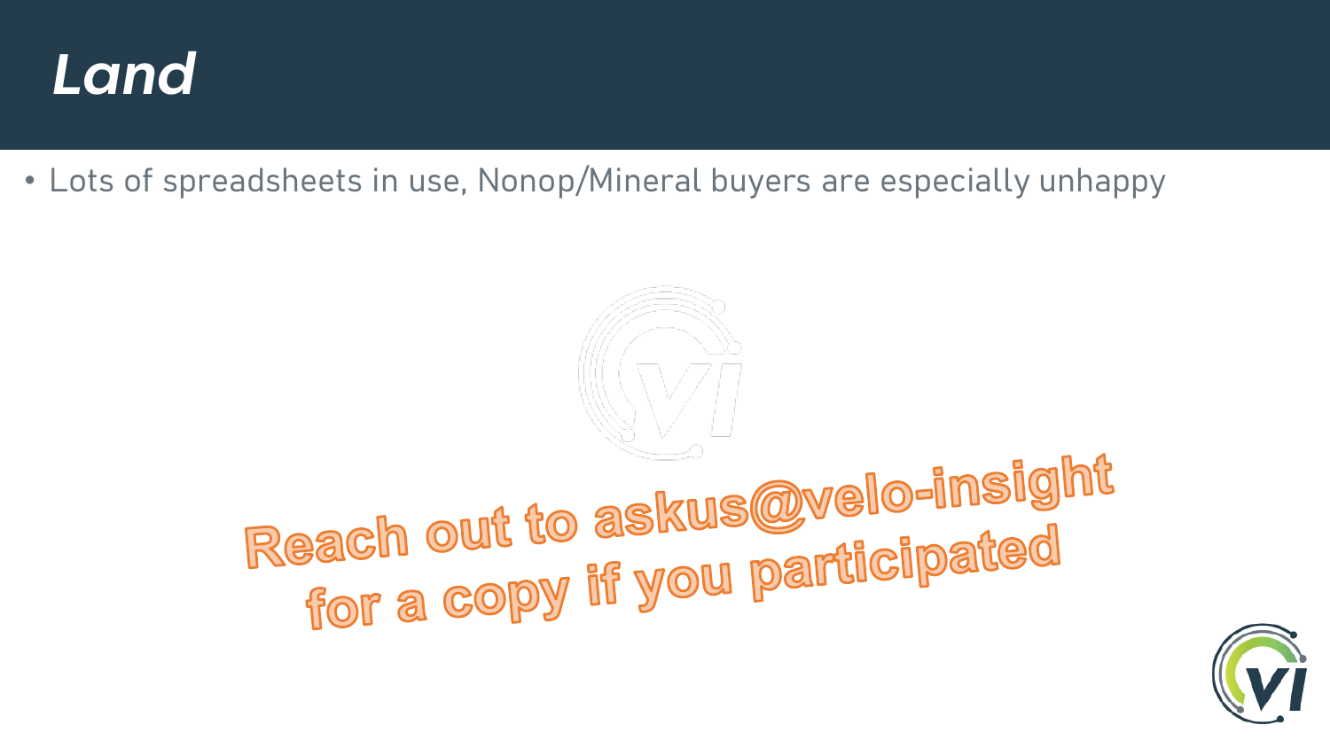# *Land*

- Lots of spreadsheets in use, Nonop/Mineral buyers are especially unhappy

Reach out to askus@velo-insight for a copy if you participated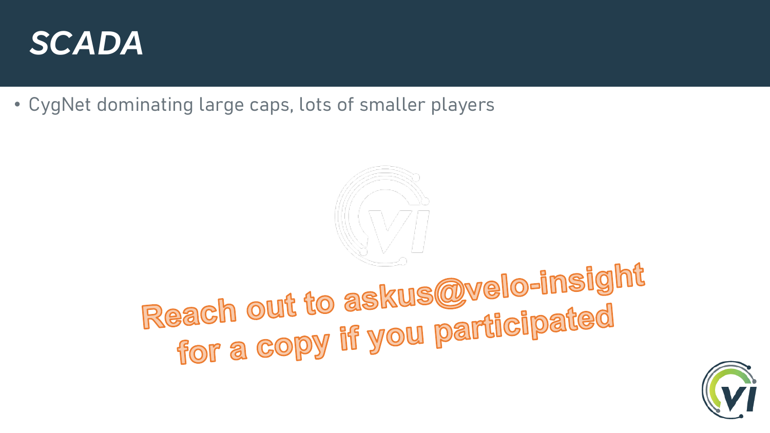# *SCADA*

- CygNet dominating large caps, lots of smaller players

Reach out to askus@velo-insight for a copy if you participated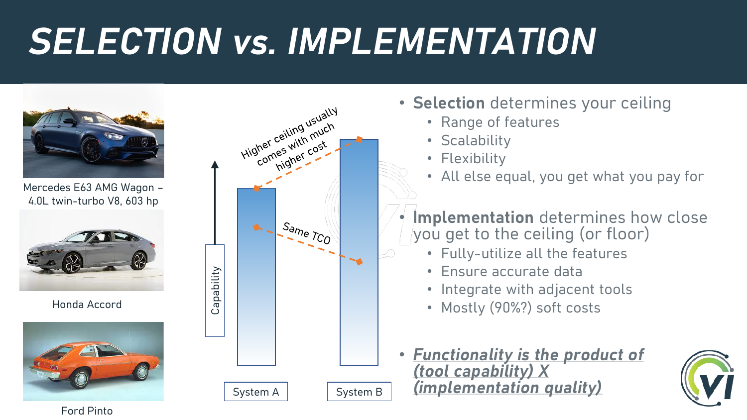# SELECTION vs. IMPLEMENTATION

Mercedes E63 AMG Wagon – 4.0L twin-turbo V8, 603 hp

Honda Accord

Ford Pinto

Capability

Higher ceiling usually comes with much higher cost

Same TCO

System A

System B

- **Selection** determines your ceiling
  - Range of features
  - Scalability
  - Flexibility
  - All else equal, you get what you pay for
- **Implementation** determines how close you get to the ceiling (or floor)
  - Fully-utilize all the features
  - Ensure accurate data
  - Integrate with adjacent tools
  - Mostly (90%?) soft costs
- ***Functionality is the product of (tool capability) X (implementation quality)***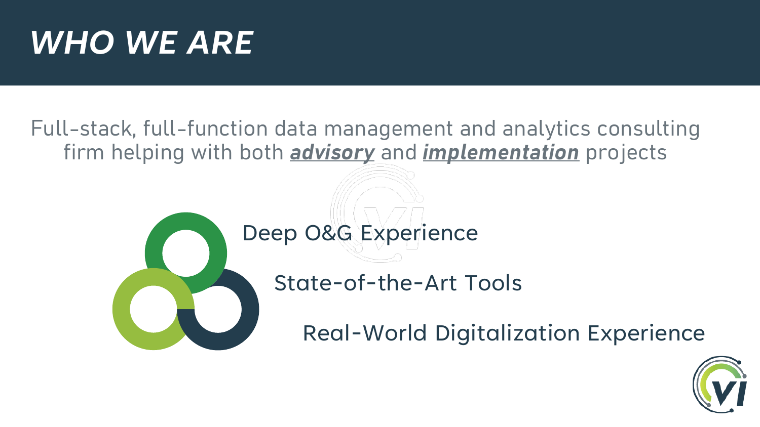# WHO WE ARE

Full-stack, full-function data management and analytics consulting firm helping with both ***advisory*** and ***implementation*** projects

Deep O&G Experience

State-of-the-Art Tools

Real-World Digitalization Experience